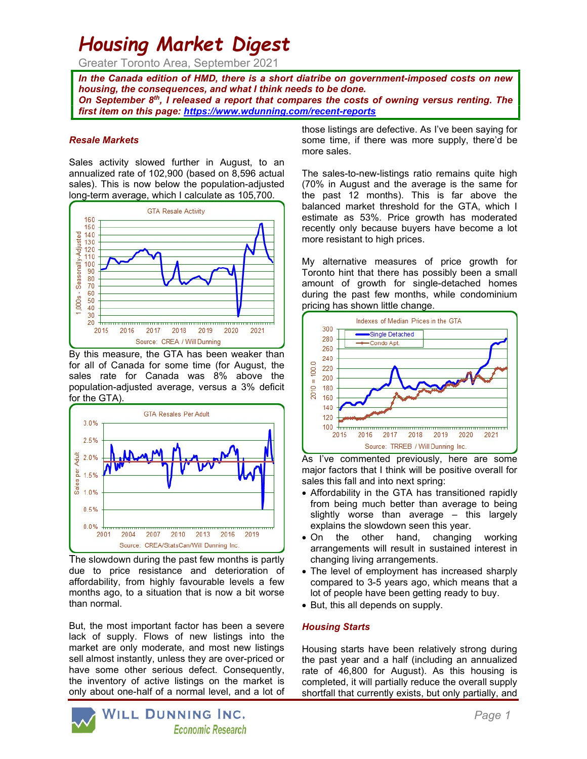// Housing Market Digest

# Housing Market Digest

Greater Toronto Area, September 2021

***In the Canada edition of HMD, there is a short diatribe on government-imposed costs on new housing, the consequences, and what I think needs to be done.***
***On September 8th, I released a report that compares the costs of owning versus renting. The first item on this page: [https://www.wdunning.com/recent-reports](https://www.wdunning.com/recent-reports)***

## *Resale Markets*

Sales activity slowed further in August, to an annualized rate of 102,900 (based on 8,596 actual sales). This is now below the population-adjusted long-term average, which I calculate as 105,700.

By this measure, the GTA has been weaker than for all of Canada for some time (for August, the sales rate for Canada was 8% above the population-adjusted average, versus a 3% deficit for the GTA).

The slowdown during the past few months is partly due to price resistance and deterioration of affordability, from highly favourable levels a few months ago, to a situation that is now a bit worse than normal.

But, the most important factor has been a severe lack of supply. Flows of new listings into the market are only moderate, and most new listings sell almost instantly, unless they are over-priced or have some other serious defect. Consequently, the inventory of active listings on the market is only about one-half of a normal level, and a lot of those listings are defective. As I've been saying for some time, if there was more supply, there'd be more sales.

The sales-to-new-listings ratio remains quite high (70% in August and the average is the same for the past 12 months). This is far above the balanced market threshold for the GTA, which I estimate as 53%. Price growth has moderated recently only because buyers have become a lot more resistant to high prices.

My alternative measures of price growth for Toronto hint that there has possibly been a small amount of growth for single-detached homes during the past few months, while condominium pricing has shown little change.

As I've commented previously, here are some major factors that I think will be positive overall for sales this fall and into next spring:

- Affordability in the GTA has transitioned rapidly from being much better than average to being slightly worse than average – this largely explains the slowdown seen this year.
- On the other hand, changing working arrangements will result in sustained interest in changing living arrangements.
- The level of employment has increased sharply compared to 3-5 years ago, which means that a lot of people have been getting ready to buy.
- But, this all depends on supply.

## *Housing Starts*

Housing starts have been relatively strong during the past year and a half (including an annualized rate of 46,800 for August). As this housing is completed, it will partially reduce the overall supply shortfall that currently exists, but only partially, and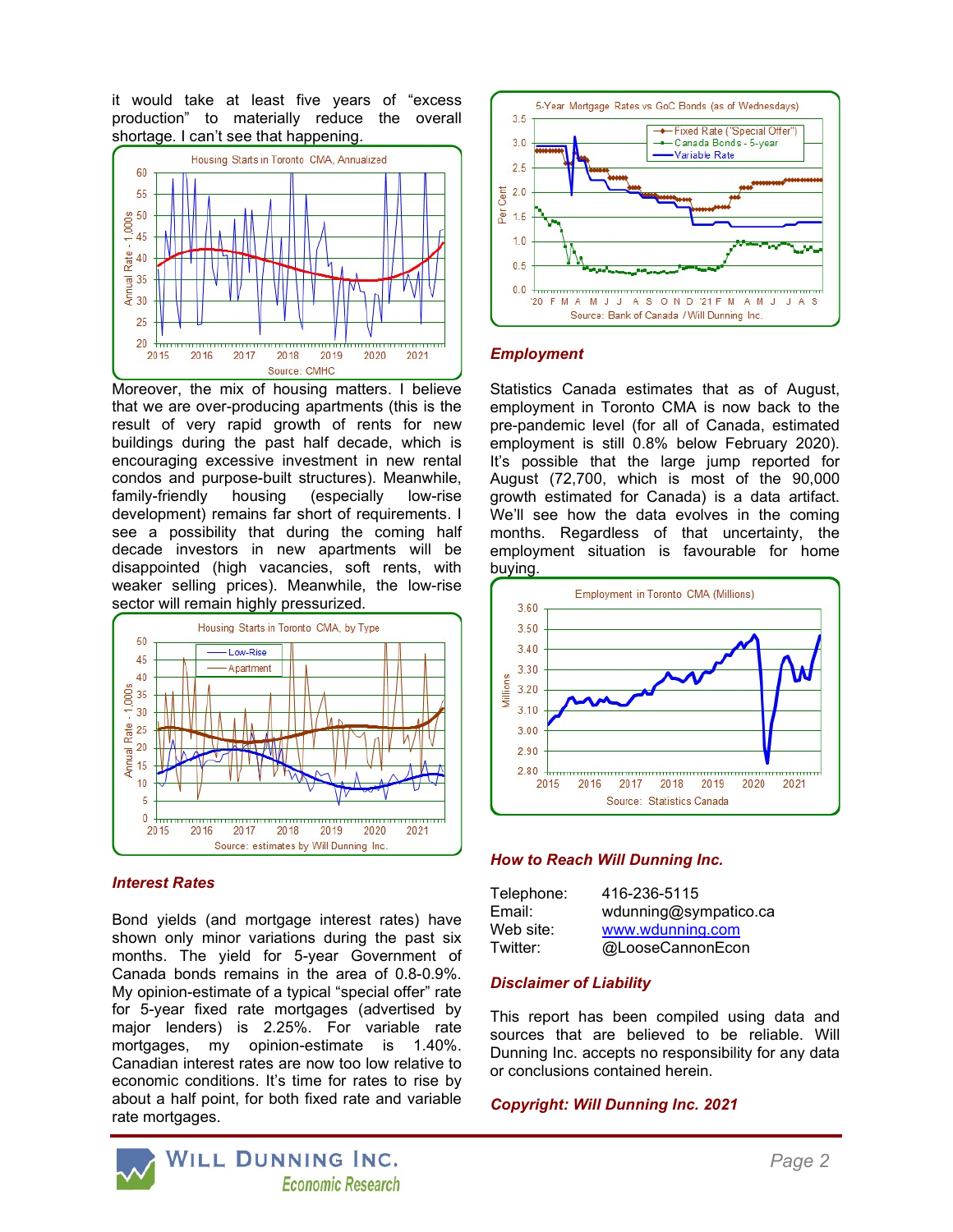it would take at least five years of "excess production" to materially reduce the overall shortage. I can't see that happening.

Housing Starts in Toronto CMA, Annualized

Annual Rate - 1,000s

60
55
50
45
40
35
30
25
20

2015 2016 2017 2018 2019 2020 2021

Source: CMHC

Moreover, the mix of housing matters. I believe that we are over-producing apartments (this is the result of very rapid growth of rents for new buildings during the past half decade, which is encouraging excessive investment in new rental condos and purpose-built structures). Meanwhile, family-friendly housing (especially low-rise development) remains far short of requirements. I see a possibility that during the coming half decade investors in new apartments will be disappointed (high vacancies, soft rents, with weaker selling prices). Meanwhile, the low-rise sector will remain highly pressurized.

Housing Starts in Toronto CMA, by Type

Low-Rise
Apartment

Annual Rate - 1,000s

50
45
40
35
30
25
20
15
10
5
0

2015 2016 2017 2018 2019 2020 2021

Source: estimates by Will Dunning Inc.

### *Interest Rates*

Bond yields (and mortgage interest rates) have shown only minor variations during the past six months. The yield for 5-year Government of Canada bonds remains in the area of 0.8-0.9%. My opinion-estimate of a typical "special offer" rate for 5-year fixed rate mortgages (advertised by major lenders) is 2.25%. For variable rate mortgages, my opinion-estimate is 1.40%. Canadian interest rates are now too low relative to economic conditions. It's time for rates to rise by about a half point, for both fixed rate and variable rate mortgages.

5-Year Mortgage Rates vs GoC Bonds (as of Wednesdays)

Fixed Rate ("Special Offer")
Canada Bonds - 5-year
Variable Rate

Per Cent

3.5
3.0
2.5
2.0
1.5
1.0
0.5
0.0

'20 F M A M J J A S O N D '21 F M A M J J A S

Source: Bank of Canada / Will Dunning Inc.

### *Employment*

Statistics Canada estimates that as of August, employment in Toronto CMA is now back to the pre-pandemic level (for all of Canada, estimated employment is still 0.8% below February 2020). It's possible that the large jump reported for August (72,700, which is most of the 90,000 growth estimated for Canada) is a data artifact. We'll see how the data evolves in the coming months. Regardless of that uncertainty, the employment situation is favourable for home buying.

Employment in Toronto CMA (Millions)

Millions

3.60
3.50
3.40
3.30
3.20
3.10
3.00
2.90
2.80

2015 2016 2017 2018 2019 2020 2021

Source: Statistics Canada

### *How to Reach Will Dunning Inc.*

Telephone: 416-236-5115
Email: wdunning@sympatico.ca
Web site: www.wdunning.com
Twitter: @LooseCannonEcon

### *Disclaimer of Liability*

This report has been compiled using data and sources that are believed to be reliable. Will Dunning Inc. accepts no responsibility for any data or conclusions contained herein.

***Copyright: Will Dunning Inc. 2021***